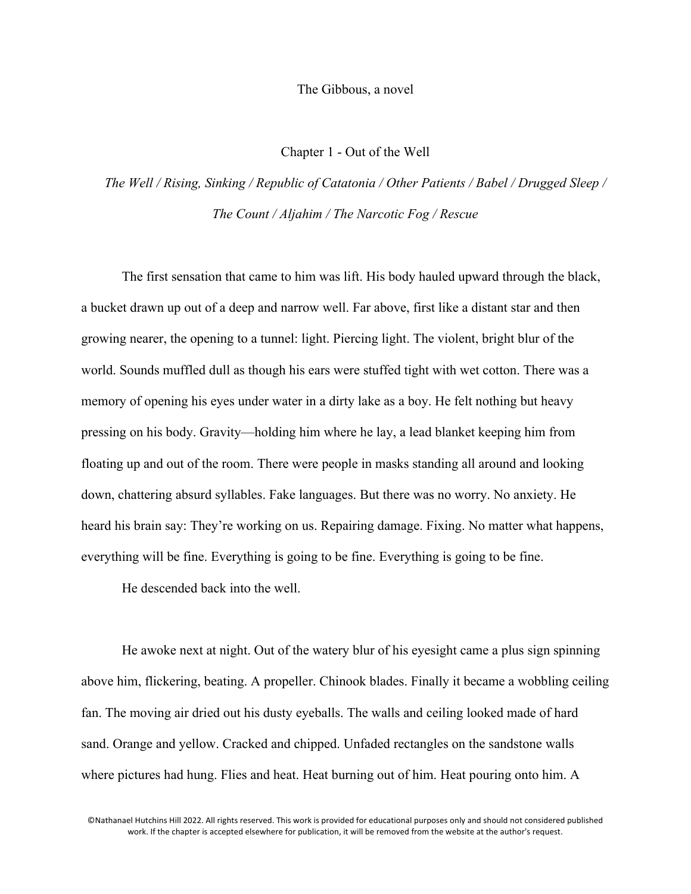# The Gibbous, a novel

## Chapter 1 - Out of the Well

*The Well / Rising, Sinking / Republic of Catatonia / Other Patients / Babel / Drugged Sleep / The Count / Aljahim / The Narcotic Fog / Rescue*

The first sensation that came to him was lift. His body hauled upward through the black, a bucket drawn up out of a deep and narrow well. Far above, first like a distant star and then growing nearer, the opening to a tunnel: light. Piercing light. The violent, bright blur of the world. Sounds muffled dull as though his ears were stuffed tight with wet cotton. There was a memory of opening his eyes under water in a dirty lake as a boy. He felt nothing but heavy pressing on his body. Gravity—holding him where he lay, a lead blanket keeping him from floating up and out of the room. There were people in masks standing all around and looking down, chattering absurd syllables. Fake languages. But there was no worry. No anxiety. He heard his brain say: They're working on us. Repairing damage. Fixing. No matter what happens, everything will be fine. Everything is going to be fine. Everything is going to be fine.

He descended back into the well.

He awoke next at night. Out of the watery blur of his eyesight came a plus sign spinning above him, flickering, beating. A propeller. Chinook blades. Finally it became a wobbling ceiling fan. The moving air dried out his dusty eyeballs. The walls and ceiling looked made of hard sand. Orange and yellow. Cracked and chipped. Unfaded rectangles on the sandstone walls where pictures had hung. Flies and heat. Heat burning out of him. Heat pouring onto him. A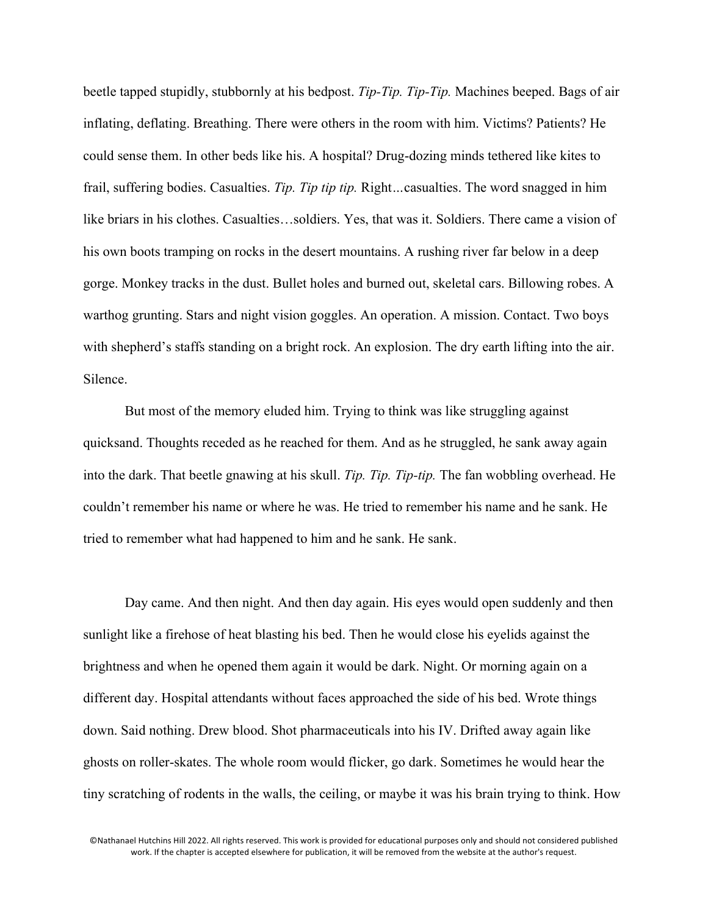beetle tapped stupidly, stubbornly at his bedpost. *Tip-Tip. Tip-Tip.* Machines beeped. Bags of air inflating, deflating. Breathing. There were others in the room with him. Victims? Patients? He could sense them. In other beds like his. A hospital? Drug-dozing minds tethered like kites to frail, suffering bodies. Casualties. *Tip. Tip tip tip.* Right...casualties. The word snagged in him like briars in his clothes. Casualties…soldiers. Yes, that was it. Soldiers. There came a vision of his own boots tramping on rocks in the desert mountains. A rushing river far below in a deep gorge. Monkey tracks in the dust. Bullet holes and burned out, skeletal cars. Billowing robes. A warthog grunting. Stars and night vision goggles. An operation. A mission. Contact. Two boys with shepherd's staffs standing on a bright rock. An explosion. The dry earth lifting into the air. Silence.

But most of the memory eluded him. Trying to think was like struggling against quicksand. Thoughts receded as he reached for them. And as he struggled, he sank away again into the dark. That beetle gnawing at his skull. *Tip. Tip. Tip-tip.* The fan wobbling overhead. He couldn't remember his name or where he was. He tried to remember his name and he sank. He tried to remember what had happened to him and he sank. He sank.

Day came. And then night. And then day again. His eyes would open suddenly and then sunlight like a firehose of heat blasting his bed. Then he would close his eyelids against the brightness and when he opened them again it would be dark. Night. Or morning again on a different day. Hospital attendants without faces approached the side of his bed. Wrote things down. Said nothing. Drew blood. Shot pharmaceuticals into his IV. Drifted away again like ghosts on roller-skates. The whole room would flicker, go dark. Sometimes he would hear the tiny scratching of rodents in the walls, the ceiling, or maybe it was his brain trying to think. How

©Nathanael Hutchins Hill 2022. All rights reserved. This work is provided for educational purposes only and should not considered published work. If the chapter is accepted elsewhere for publication, it will be removed from the website at the author's request.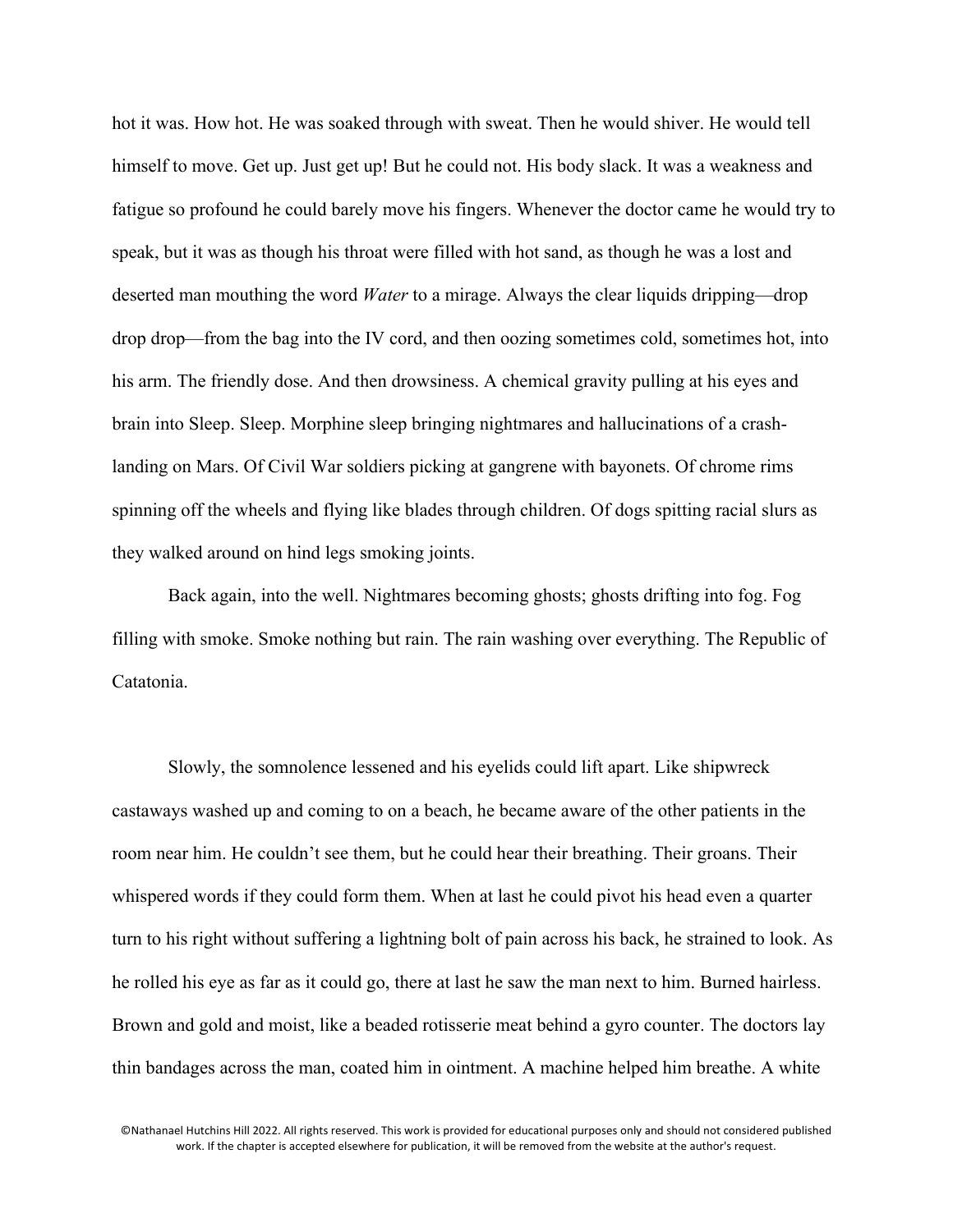hot it was. How hot. He was soaked through with sweat. Then he would shiver. He would tell himself to move. Get up. Just get up! But he could not. His body slack. It was a weakness and fatigue so profound he could barely move his fingers. Whenever the doctor came he would try to speak, but it was as though his throat were filled with hot sand, as though he was a lost and deserted man mouthing the word *Water* to a mirage. Always the clear liquids dripping—drop drop drop—from the bag into the IV cord, and then oozing sometimes cold, sometimes hot, into his arm. The friendly dose. And then drowsiness. A chemical gravity pulling at his eyes and brain into Sleep. Sleep. Morphine sleep bringing nightmares and hallucinations of a crash-landing on Mars. Of Civil War soldiers picking at gangrene with bayonets. Of chrome rims spinning off the wheels and flying like blades through children. Of dogs spitting racial slurs as they walked around on hind legs smoking joints.

Back again, into the well. Nightmares becoming ghosts; ghosts drifting into fog. Fog filling with smoke. Smoke nothing but rain. The rain washing over everything. The Republic of Catatonia.

Slowly, the somnolence lessened and his eyelids could lift apart. Like shipwreck castaways washed up and coming to on a beach, he became aware of the other patients in the room near him. He couldn't see them, but he could hear their breathing. Their groans. Their whispered words if they could form them. When at last he could pivot his head even a quarter turn to his right without suffering a lightning bolt of pain across his back, he strained to look. As he rolled his eye as far as it could go, there at last he saw the man next to him. Burned hairless. Brown and gold and moist, like a beaded rotisserie meat behind a gyro counter. The doctors lay thin bandages across the man, coated him in ointment. A machine helped him breathe. A white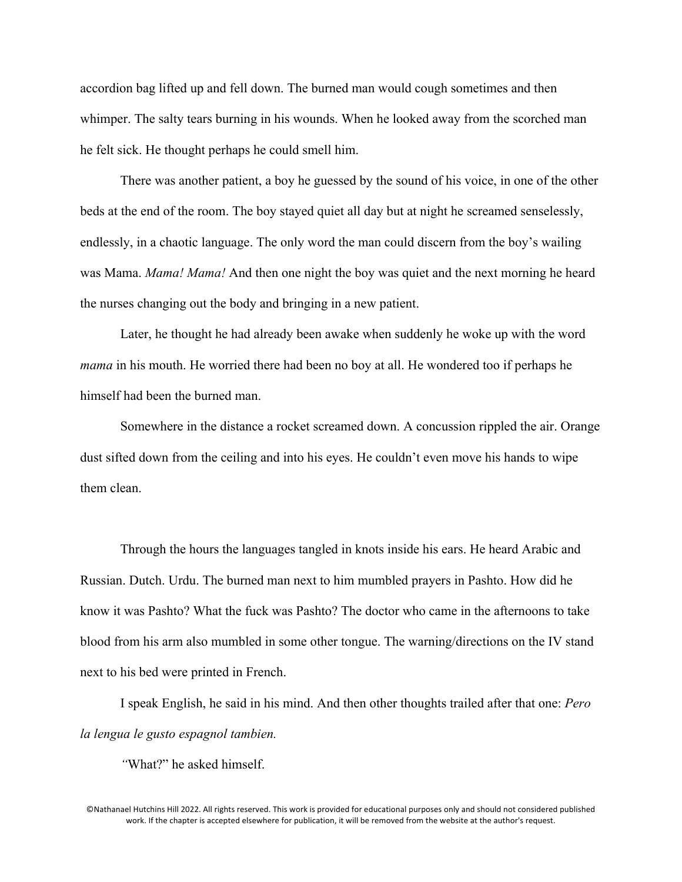accordion bag lifted up and fell down. The burned man would cough sometimes and then whimper. The salty tears burning in his wounds. When he looked away from the scorched man he felt sick. He thought perhaps he could smell him.

There was another patient, a boy he guessed by the sound of his voice, in one of the other beds at the end of the room. The boy stayed quiet all day but at night he screamed senselessly, endlessly, in a chaotic language. The only word the man could discern from the boy's wailing was Mama. *Mama! Mama!* And then one night the boy was quiet and the next morning he heard the nurses changing out the body and bringing in a new patient.

Later, he thought he had already been awake when suddenly he woke up with the word *mama* in his mouth. He worried there had been no boy at all. He wondered too if perhaps he himself had been the burned man.

Somewhere in the distance a rocket screamed down. A concussion rippled the air. Orange dust sifted down from the ceiling and into his eyes. He couldn't even move his hands to wipe them clean.

Through the hours the languages tangled in knots inside his ears. He heard Arabic and Russian. Dutch. Urdu. The burned man next to him mumbled prayers in Pashto. How did he know it was Pashto? What the fuck was Pashto? The doctor who came in the afternoons to take blood from his arm also mumbled in some other tongue. The warning/directions on the IV stand next to his bed were printed in French.

I speak English, he said in his mind. And then other thoughts trailed after that one: *Pero la lengua le gusto espagnol tambien.*

*"*What?" he asked himself.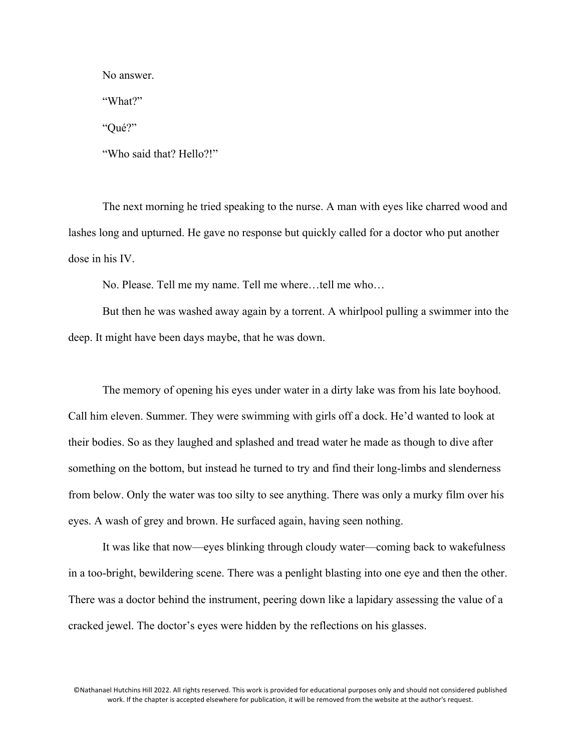No answer.

"What?"

"Qué?"

"Who said that? Hello?!"

The next morning he tried speaking to the nurse. A man with eyes like charred wood and lashes long and upturned. He gave no response but quickly called for a doctor who put another dose in his IV.

No. Please. Tell me my name. Tell me where…tell me who…

But then he was washed away again by a torrent. A whirlpool pulling a swimmer into the deep. It might have been days maybe, that he was down.

The memory of opening his eyes under water in a dirty lake was from his late boyhood. Call him eleven. Summer. They were swimming with girls off a dock. He'd wanted to look at their bodies. So as they laughed and splashed and tread water he made as though to dive after something on the bottom, but instead he turned to try and find their long-limbs and slenderness from below. Only the water was too silty to see anything. There was only a murky film over his eyes. A wash of grey and brown. He surfaced again, having seen nothing.

It was like that now—eyes blinking through cloudy water—coming back to wakefulness in a too-bright, bewildering scene. There was a penlight blasting into one eye and then the other. There was a doctor behind the instrument, peering down like a lapidary assessing the value of a cracked jewel. The doctor's eyes were hidden by the reflections on his glasses.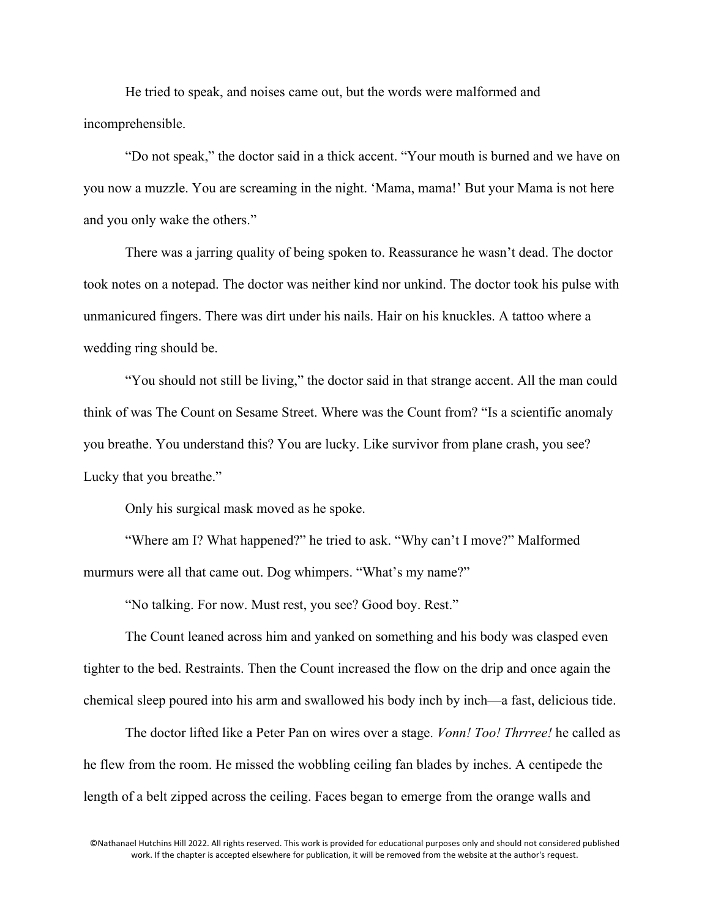He tried to speak, and noises came out, but the words were malformed and incomprehensible.

"Do not speak," the doctor said in a thick accent. "Your mouth is burned and we have on you now a muzzle. You are screaming in the night. 'Mama, mama!' But your Mama is not here and you only wake the others."

There was a jarring quality of being spoken to. Reassurance he wasn't dead. The doctor took notes on a notepad. The doctor was neither kind nor unkind. The doctor took his pulse with unmanicured fingers. There was dirt under his nails. Hair on his knuckles. A tattoo where a wedding ring should be.

"You should not still be living," the doctor said in that strange accent. All the man could think of was The Count on Sesame Street. Where was the Count from? "Is a scientific anomaly you breathe. You understand this? You are lucky. Like survivor from plane crash, you see? Lucky that you breathe."

Only his surgical mask moved as he spoke.

"Where am I? What happened?" he tried to ask. "Why can't I move?" Malformed murmurs were all that came out. Dog whimpers. "What's my name?"

"No talking. For now. Must rest, you see? Good boy. Rest."

The Count leaned across him and yanked on something and his body was clasped even tighter to the bed. Restraints. Then the Count increased the flow on the drip and once again the chemical sleep poured into his arm and swallowed his body inch by inch—a fast, delicious tide.

The doctor lifted like a Peter Pan on wires over a stage. *Vonn! Too! Thrrree!* he called as he flew from the room. He missed the wobbling ceiling fan blades by inches. A centipede the length of a belt zipped across the ceiling. Faces began to emerge from the orange walls and

©Nathanael Hutchins Hill 2022. All rights reserved. This work is provided for educational purposes only and should not considered published work. If the chapter is accepted elsewhere for publication, it will be removed from the website at the author's request.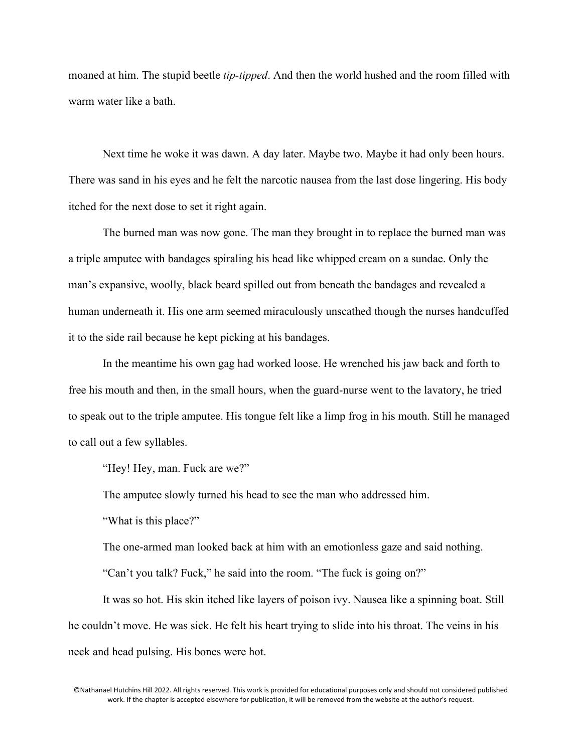moaned at him. The stupid beetle *tip-tipped*. And then the world hushed and the room filled with warm water like a bath.

Next time he woke it was dawn. A day later. Maybe two. Maybe it had only been hours. There was sand in his eyes and he felt the narcotic nausea from the last dose lingering. His body itched for the next dose to set it right again.

The burned man was now gone. The man they brought in to replace the burned man was a triple amputee with bandages spiraling his head like whipped cream on a sundae. Only the man's expansive, woolly, black beard spilled out from beneath the bandages and revealed a human underneath it. His one arm seemed miraculously unscathed though the nurses handcuffed it to the side rail because he kept picking at his bandages.

In the meantime his own gag had worked loose. He wrenched his jaw back and forth to free his mouth and then, in the small hours, when the guard-nurse went to the lavatory, he tried to speak out to the triple amputee. His tongue felt like a limp frog in his mouth. Still he managed to call out a few syllables.

"Hey! Hey, man. Fuck are we?"

The amputee slowly turned his head to see the man who addressed him.

"What is this place?"

The one-armed man looked back at him with an emotionless gaze and said nothing.

"Can't you talk? Fuck," he said into the room. "The fuck is going on?"

It was so hot. His skin itched like layers of poison ivy. Nausea like a spinning boat. Still he couldn't move. He was sick. He felt his heart trying to slide into his throat. The veins in his neck and head pulsing. His bones were hot.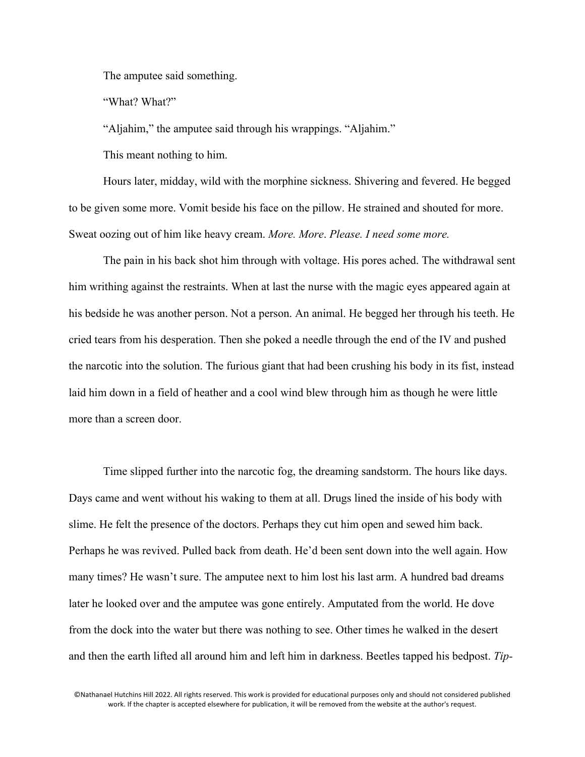The amputee said something.

“What? What?”

“Aljahim,” the amputee said through his wrappings. “Aljahim.”

This meant nothing to him.

Hours later, midday, wild with the morphine sickness. Shivering and fevered. He begged to be given some more. Vomit beside his face on the pillow. He strained and shouted for more. Sweat oozing out of him like heavy cream. *More. More. Please. I need some more.*

The pain in his back shot him through with voltage. His pores ached. The withdrawal sent him writhing against the restraints. When at last the nurse with the magic eyes appeared again at his bedside he was another person. Not a person. An animal. He begged her through his teeth. He cried tears from his desperation. Then she poked a needle through the end of the IV and pushed the narcotic into the solution. The furious giant that had been crushing his body in its fist, instead laid him down in a field of heather and a cool wind blew through him as though he were little more than a screen door.

Time slipped further into the narcotic fog, the dreaming sandstorm. The hours like days. Days came and went without his waking to them at all. Drugs lined the inside of his body with slime. He felt the presence of the doctors. Perhaps they cut him open and sewed him back. Perhaps he was revived. Pulled back from death. He’d been sent down into the well again. How many times? He wasn’t sure. The amputee next to him lost his last arm. A hundred bad dreams later he looked over and the amputee was gone entirely. Amputated from the world. He dove from the dock into the water but there was nothing to see. Other times he walked in the desert and then the earth lifted all around him and left him in darkness. Beetles tapped his bedpost. *Tip-*

©Nathanael Hutchins Hill 2022. All rights reserved. This work is provided for educational purposes only and should not considered published work. If the chapter is accepted elsewhere for publication, it will be removed from the website at the author's request.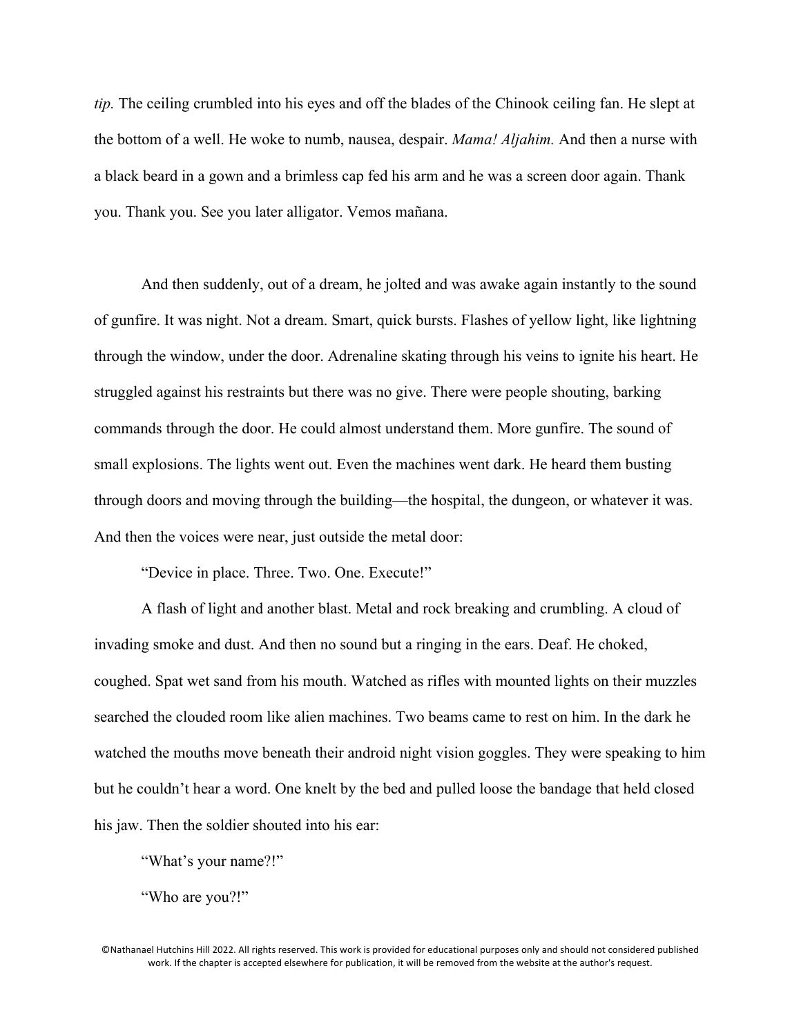*tip.* The ceiling crumbled into his eyes and off the blades of the Chinook ceiling fan. He slept at the bottom of a well. He woke to numb, nausea, despair. *Mama! Aljahim.* And then a nurse with a black beard in a gown and a brimless cap fed his arm and he was a screen door again. Thank you. Thank you. See you later alligator. Vemos mañana.

And then suddenly, out of a dream, he jolted and was awake again instantly to the sound of gunfire. It was night. Not a dream. Smart, quick bursts. Flashes of yellow light, like lightning through the window, under the door. Adrenaline skating through his veins to ignite his heart. He struggled against his restraints but there was no give. There were people shouting, barking commands through the door. He could almost understand them. More gunfire. The sound of small explosions. The lights went out. Even the machines went dark. He heard them busting through doors and moving through the building—the hospital, the dungeon, or whatever it was. And then the voices were near, just outside the metal door:

"Device in place. Three. Two. One. Execute!"

A flash of light and another blast. Metal and rock breaking and crumbling. A cloud of invading smoke and dust. And then no sound but a ringing in the ears. Deaf. He choked, coughed. Spat wet sand from his mouth. Watched as rifles with mounted lights on their muzzles searched the clouded room like alien machines. Two beams came to rest on him. In the dark he watched the mouths move beneath their android night vision goggles. They were speaking to him but he couldn't hear a word. One knelt by the bed and pulled loose the bandage that held closed his jaw. Then the soldier shouted into his ear:

"What's your name?!"

"Who are you?!"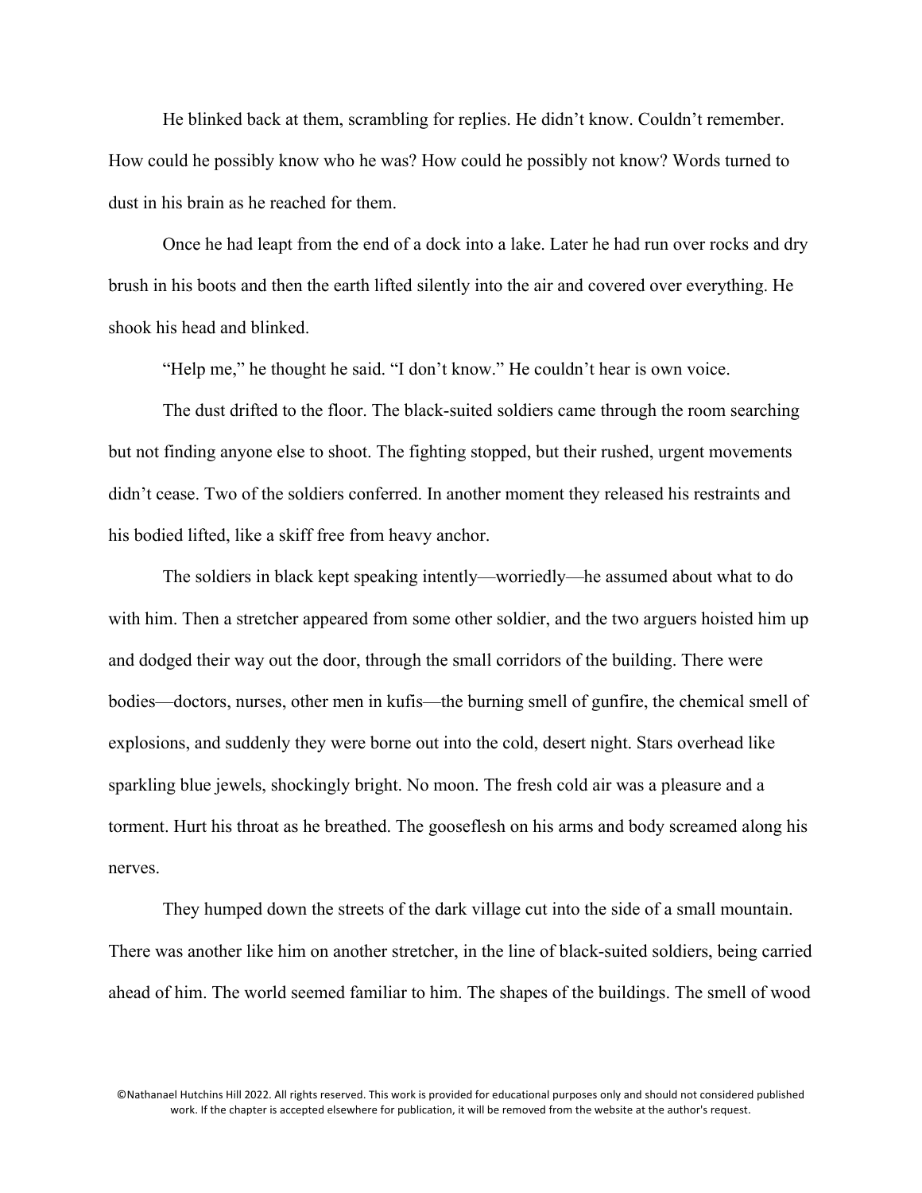He blinked back at them, scrambling for replies. He didn't know. Couldn't remember. How could he possibly know who he was? How could he possibly not know? Words turned to dust in his brain as he reached for them.

Once he had leapt from the end of a dock into a lake. Later he had run over rocks and dry brush in his boots and then the earth lifted silently into the air and covered over everything. He shook his head and blinked.

"Help me," he thought he said. "I don't know." He couldn't hear is own voice.

The dust drifted to the floor. The black-suited soldiers came through the room searching but not finding anyone else to shoot. The fighting stopped, but their rushed, urgent movements didn't cease. Two of the soldiers conferred. In another moment they released his restraints and his bodied lifted, like a skiff free from heavy anchor.

The soldiers in black kept speaking intently—worriedly—he assumed about what to do with him. Then a stretcher appeared from some other soldier, and the two arguers hoisted him up and dodged their way out the door, through the small corridors of the building. There were bodies—doctors, nurses, other men in kufis—the burning smell of gunfire, the chemical smell of explosions, and suddenly they were borne out into the cold, desert night. Stars overhead like sparkling blue jewels, shockingly bright. No moon. The fresh cold air was a pleasure and a torment. Hurt his throat as he breathed. The gooseflesh on his arms and body screamed along his nerves.

They humped down the streets of the dark village cut into the side of a small mountain. There was another like him on another stretcher, in the line of black-suited soldiers, being carried ahead of him. The world seemed familiar to him. The shapes of the buildings. The smell of wood

©Nathanael Hutchins Hill 2022. All rights reserved. This work is provided for educational purposes only and should not considered published work. If the chapter is accepted elsewhere for publication, it will be removed from the website at the author's request.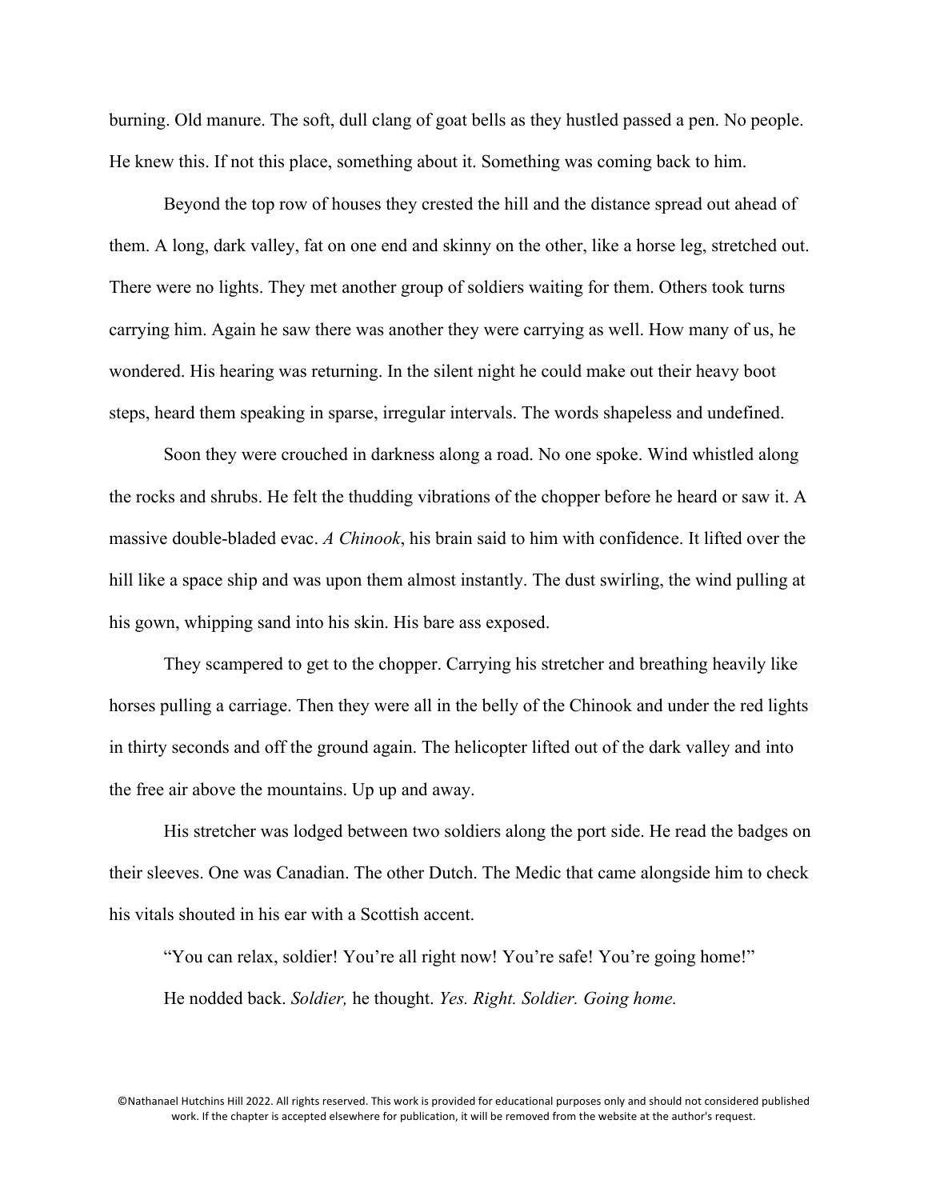burning. Old manure. The soft, dull clang of goat bells as they hustled passed a pen. No people. He knew this. If not this place, something about it. Something was coming back to him.

Beyond the top row of houses they crested the hill and the distance spread out ahead of them. A long, dark valley, fat on one end and skinny on the other, like a horse leg, stretched out. There were no lights. They met another group of soldiers waiting for them. Others took turns carrying him. Again he saw there was another they were carrying as well. How many of us, he wondered. His hearing was returning. In the silent night he could make out their heavy boot steps, heard them speaking in sparse, irregular intervals. The words shapeless and undefined.

Soon they were crouched in darkness along a road. No one spoke. Wind whistled along the rocks and shrubs. He felt the thudding vibrations of the chopper before he heard or saw it. A massive double-bladed evac. *A Chinook*, his brain said to him with confidence. It lifted over the hill like a space ship and was upon them almost instantly. The dust swirling, the wind pulling at his gown, whipping sand into his skin. His bare ass exposed.

They scampered to get to the chopper. Carrying his stretcher and breathing heavily like horses pulling a carriage. Then they were all in the belly of the Chinook and under the red lights in thirty seconds and off the ground again. The helicopter lifted out of the dark valley and into the free air above the mountains. Up up and away.

His stretcher was lodged between two soldiers along the port side. He read the badges on their sleeves. One was Canadian. The other Dutch. The Medic that came alongside him to check his vitals shouted in his ear with a Scottish accent.

"You can relax, soldier! You're all right now! You're safe! You're going home!"

He nodded back. *Soldier,* he thought. *Yes. Right. Soldier. Going home.*